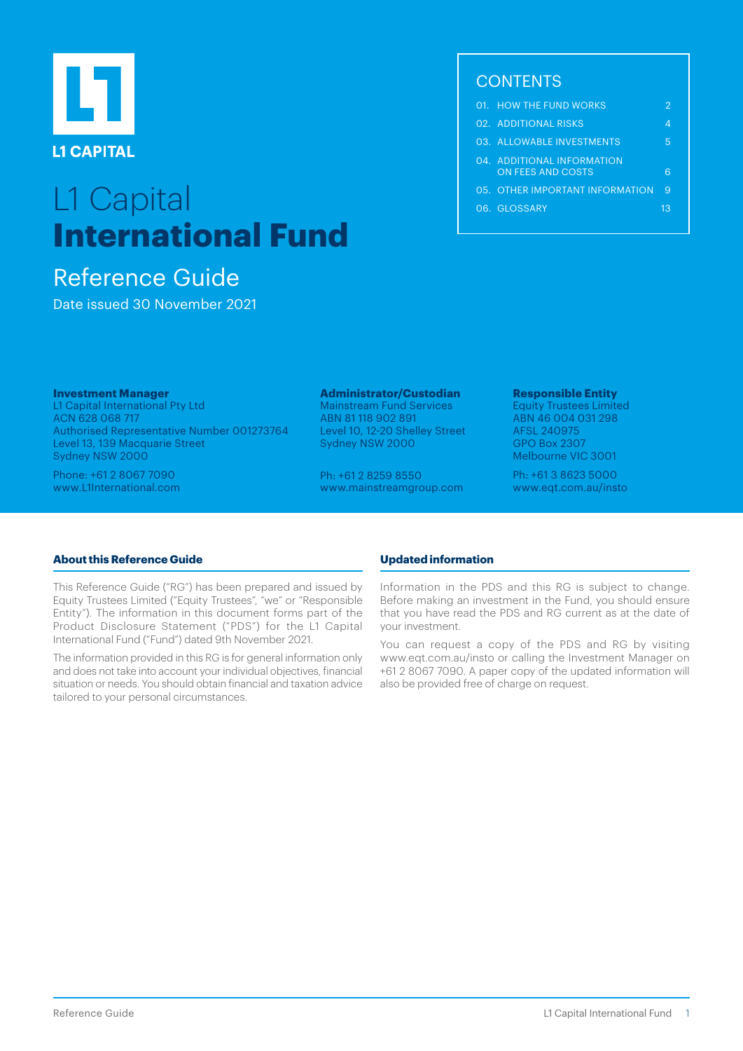L1 CAPITAL

# L1 Capital **International Fund**

## Reference Guide

Date issued 30 November 2021

## CONTENTS

| | | |
|---|---|---|
| 01. | HOW THE FUND WORKS | 2 |
| 02. | ADDITIONAL RISKS | 4 |
| 03. | ALLOWABLE INVESTMENTS | 5 |
| 04. | ADDITIONAL INFORMATION ON FEES AND COSTS | 6 |
| 05. | OTHER IMPORTANT INFORMATION | 9 |
| 06. | GLOSSARY | 13 |

**Investment Manager**
L1 Capital International Pty Ltd
ACN 628 068 717
Authorised Representative Number 001273764
Level 13, 139 Macquarie Street
Sydney NSW 2000

Phone: +61 2 8067 7090
www.L1International.com

**Administrator/Custodian**
Mainstream Fund Services
ABN 81 118 902 891
Level 10, 12-20 Shelley Street
Sydney NSW 2000

Ph: +61 2 8259 8550
www.mainstreamgroup.com

**Responsible Entity**
Equity Trustees Limited
ABN 46 004 031 298
AFSL 240975
GPO Box 2307
Melbourne VIC 3001

Ph: +61 3 8623 5000
www.eqt.com.au/insto

### About this Reference Guide

This Reference Guide ("RG") has been prepared and issued by Equity Trustees Limited ("Equity Trustees", "we" or "Responsible Entity"). The information in this document forms part of the Product Disclosure Statement ("PDS") for the L1 Capital International Fund ("Fund") dated 9th November 2021.

The information provided in this RG is for general information only and does not take into account your individual objectives, financial situation or needs. You should obtain financial and taxation advice tailored to your personal circumstances.

### Updated information

Information in the PDS and this RG is subject to change. Before making an investment in the Fund, you should ensure that you have read the PDS and RG current as at the date of your investment.

You can request a copy of the PDS and RG by visiting www.eqt.com.au/insto or calling the Investment Manager on +61 2 8067 7090. A paper copy of the updated information will also be provided free of charge on request.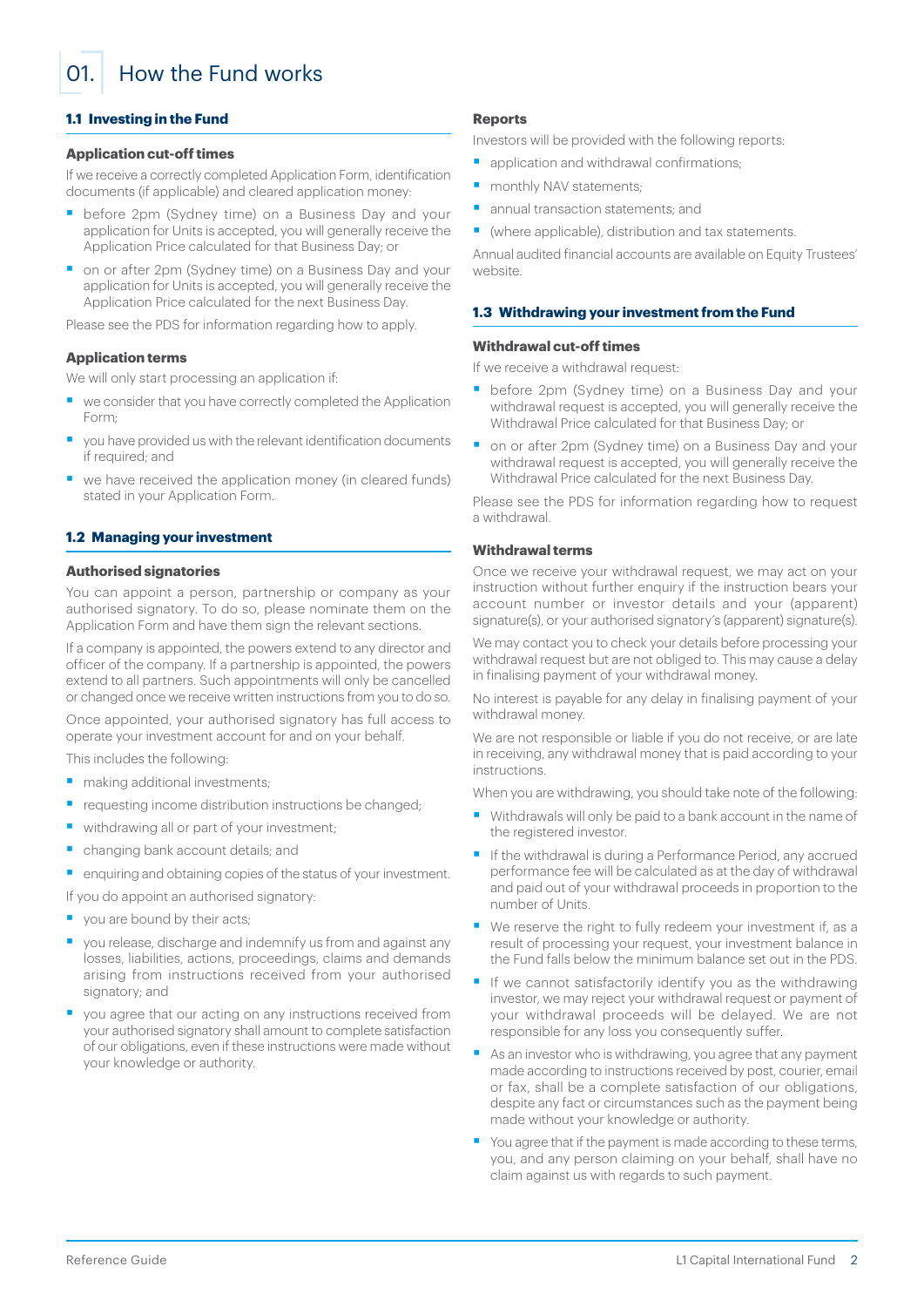# 01. How the Fund works

## 1.1 Investing in the Fund

### Application cut-off times

If we receive a correctly completed Application Form, identification documents (if applicable) and cleared application money:

- before 2pm (Sydney time) on a Business Day and your application for Units is accepted, you will generally receive the Application Price calculated for that Business Day; or
- on or after 2pm (Sydney time) on a Business Day and your application for Units is accepted, you will generally receive the Application Price calculated for the next Business Day.

Please see the PDS for information regarding how to apply.

### Application terms

We will only start processing an application if:

- we consider that you have correctly completed the Application Form;
- you have provided us with the relevant identification documents if required; and
- we have received the application money (in cleared funds) stated in your Application Form.

## 1.2 Managing your investment

### Authorised signatories

You can appoint a person, partnership or company as your authorised signatory. To do so, please nominate them on the Application Form and have them sign the relevant sections.

If a company is appointed, the powers extend to any director and officer of the company. If a partnership is appointed, the powers extend to all partners. Such appointments will only be cancelled or changed once we receive written instructions from you to do so.

Once appointed, your authorised signatory has full access to operate your investment account for and on your behalf.

This includes the following:

- making additional investments;
- requesting income distribution instructions be changed;
- withdrawing all or part of your investment;
- changing bank account details; and
- enquiring and obtaining copies of the status of your investment.

If you do appoint an authorised signatory:

- you are bound by their acts;
- you release, discharge and indemnify us from and against any losses, liabilities, actions, proceedings, claims and demands arising from instructions received from your authorised signatory; and
- you agree that our acting on any instructions received from your authorised signatory shall amount to complete satisfaction of our obligations, even if these instructions were made without your knowledge or authority.

### Reports

Investors will be provided with the following reports:

- application and withdrawal confirmations;
- monthly NAV statements;
- annual transaction statements; and
- (where applicable), distribution and tax statements.

Annual audited financial accounts are available on Equity Trustees' website.

## 1.3 Withdrawing your investment from the Fund

### Withdrawal cut-off times

If we receive a withdrawal request:

- before 2pm (Sydney time) on a Business Day and your withdrawal request is accepted, you will generally receive the Withdrawal Price calculated for that Business Day; or
- on or after 2pm (Sydney time) on a Business Day and your withdrawal request is accepted, you will generally receive the Withdrawal Price calculated for the next Business Day.

Please see the PDS for information regarding how to request a withdrawal.

### Withdrawal terms

Once we receive your withdrawal request, we may act on your instruction without further enquiry if the instruction bears your account number or investor details and your (apparent) signature(s), or your authorised signatory's (apparent) signature(s).

We may contact you to check your details before processing your withdrawal request but are not obliged to. This may cause a delay in finalising payment of your withdrawal money.

No interest is payable for any delay in finalising payment of your withdrawal money.

We are not responsible or liable if you do not receive, or are late in receiving, any withdrawal money that is paid according to your instructions.

When you are withdrawing, you should take note of the following:

- Withdrawals will only be paid to a bank account in the name of the registered investor.
- If the withdrawal is during a Performance Period, any accrued performance fee will be calculated as at the day of withdrawal and paid out of your withdrawal proceeds in proportion to the number of Units.
- We reserve the right to fully redeem your investment if, as a result of processing your request, your investment balance in the Fund falls below the minimum balance set out in the PDS.
- If we cannot satisfactorily identify you as the withdrawing investor, we may reject your withdrawal request or payment of your withdrawal proceeds will be delayed. We are not responsible for any loss you consequently suffer.
- As an investor who is withdrawing, you agree that any payment made according to instructions received by post, courier, email or fax, shall be a complete satisfaction of our obligations, despite any fact or circumstances such as the payment being made without your knowledge or authority.
- You agree that if the payment is made according to these terms, you, and any person claiming on your behalf, shall have no claim against us with regards to such payment.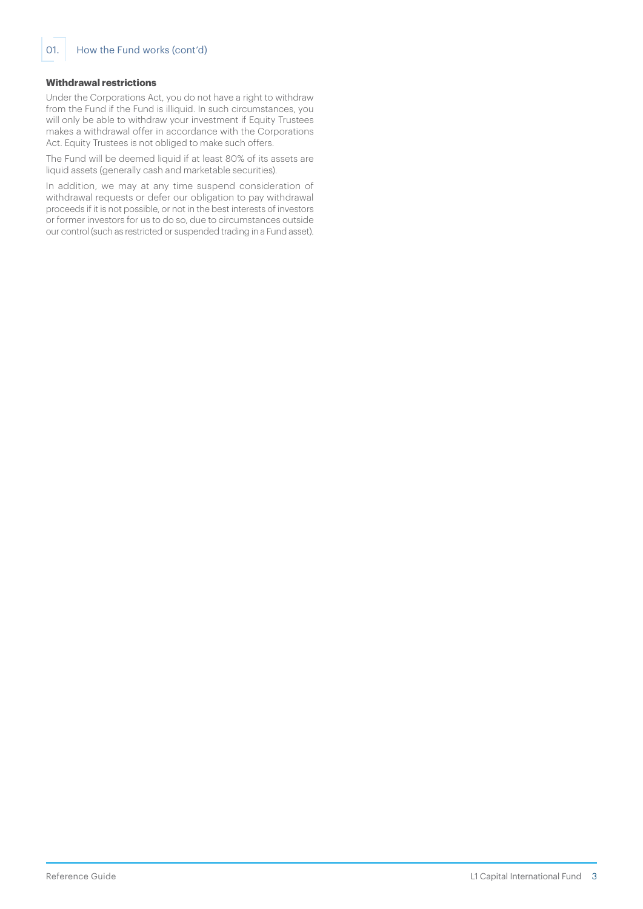## 01. How the Fund works (cont'd)

### Withdrawal restrictions

Under the Corporations Act, you do not have a right to withdraw from the Fund if the Fund is illiquid. In such circumstances, you will only be able to withdraw your investment if Equity Trustees makes a withdrawal offer in accordance with the Corporations Act. Equity Trustees is not obliged to make such offers.

The Fund will be deemed liquid if at least 80% of its assets are liquid assets (generally cash and marketable securities).

In addition, we may at any time suspend consideration of withdrawal requests or defer our obligation to pay withdrawal proceeds if it is not possible, or not in the best interests of investors or former investors for us to do so, due to circumstances outside our control (such as restricted or suspended trading in a Fund asset).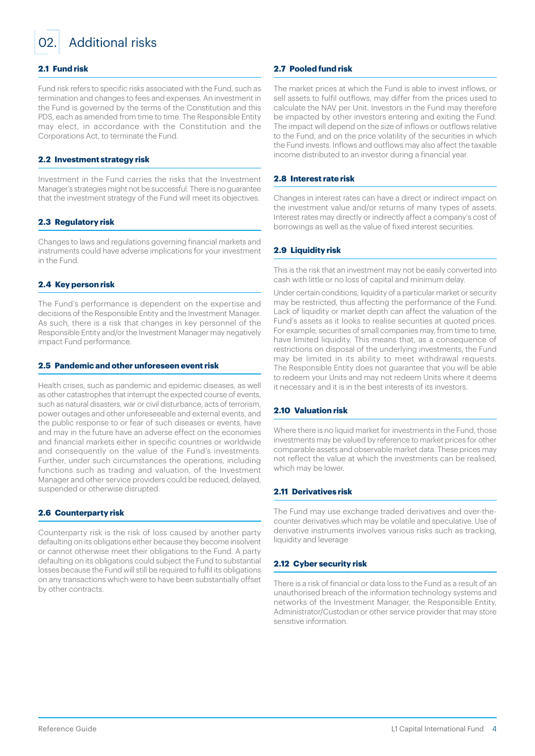# 02. Additional risks

### 2.1 Fund risk

Fund risk refers to specific risks associated with the Fund, such as termination and changes to fees and expenses. An investment in the Fund is governed by the terms of the Constitution and this PDS, each as amended from time to time. The Responsible Entity may elect, in accordance with the Constitution and the Corporations Act, to terminate the Fund.

### 2.2 Investment strategy risk

Investment in the Fund carries the risks that the Investment Manager's strategies might not be successful. There is no guarantee that the investment strategy of the Fund will meet its objectives.

### 2.3 Regulatory risk

Changes to laws and regulations governing financial markets and instruments could have adverse implications for your investment in the Fund.

### 2.4 Key person risk

The Fund's performance is dependent on the expertise and decisions of the Responsible Entity and the Investment Manager. As such, there is a risk that changes in key personnel of the Responsible Entity and/or the Investment Manager may negatively impact Fund performance.

### 2.5 Pandemic and other unforeseen event risk

Health crises, such as pandemic and epidemic diseases, as well as other catastrophes that interrupt the expected course of events, such as natural disasters, war or civil disturbance, acts of terrorism, power outages and other unforeseeable and external events, and the public response to or fear of such diseases or events, have and may in the future have an adverse effect on the economies and financial markets either in specific countries or worldwide and consequently on the value of the Fund's investments. Further, under such circumstances the operations, including functions such as trading and valuation, of the Investment Manager and other service providers could be reduced, delayed, suspended or otherwise disrupted.

### 2.6 Counterparty risk

Counterparty risk is the risk of loss caused by another party defaulting on its obligations either because they become insolvent or cannot otherwise meet their obligations to the Fund. A party defaulting on its obligations could subject the Fund to substantial losses because the Fund will still be required to fulfil its obligations on any transactions which were to have been substantially offset by other contracts.

### 2.7 Pooled fund risk

The market prices at which the Fund is able to invest inflows, or sell assets to fulfil outflows, may differ from the prices used to calculate the NAV per Unit. Investors in the Fund may therefore be impacted by other investors entering and exiting the Fund. The impact will depend on the size of inflows or outflows relative to the Fund, and on the price volatility of the securities in which the Fund invests. Inflows and outflows may also affect the taxable income distributed to an investor during a financial year.

### 2.8 Interest rate risk

Changes in interest rates can have a direct or indirect impact on the investment value and/or returns of many types of assets. Interest rates may directly or indirectly affect a company's cost of borrowings as well as the value of fixed interest securities.

### 2.9 Liquidity risk

This is the risk that an investment may not be easily converted into cash with little or no loss of capital and minimum delay.

Under certain conditions, liquidity of a particular market or security may be restricted, thus affecting the performance of the Fund. Lack of liquidity or market depth can affect the valuation of the Fund's assets as it looks to realise securities at quoted prices. For example, securities of small companies may, from time to time, have limited liquidity. This means that, as a consequence of restrictions on disposal of the underlying investments, the Fund may be limited in its ability to meet withdrawal requests. The Responsible Entity does not guarantee that you will be able to redeem your Units and may not redeem Units where it deems it necessary and it is in the best interests of its investors.

### 2.10 Valuation risk

Where there is no liquid market for investments in the Fund, those investments may be valued by reference to market prices for other comparable assets and observable market data. These prices may not reflect the value at which the investments can be realised, which may be lower.

### 2.11 Derivatives risk

The Fund may use exchange traded derivatives and over-the-counter derivatives which may be volatile and speculative. Use of derivative instruments involves various risks such as tracking, liquidity and leverage

### 2.12 Cyber security risk

There is a risk of financial or data loss to the Fund as a result of an unauthorised breach of the information technology systems and networks of the Investment Manager, the Responsible Entity, Administrator/Custodian or other service provider that may store sensitive information.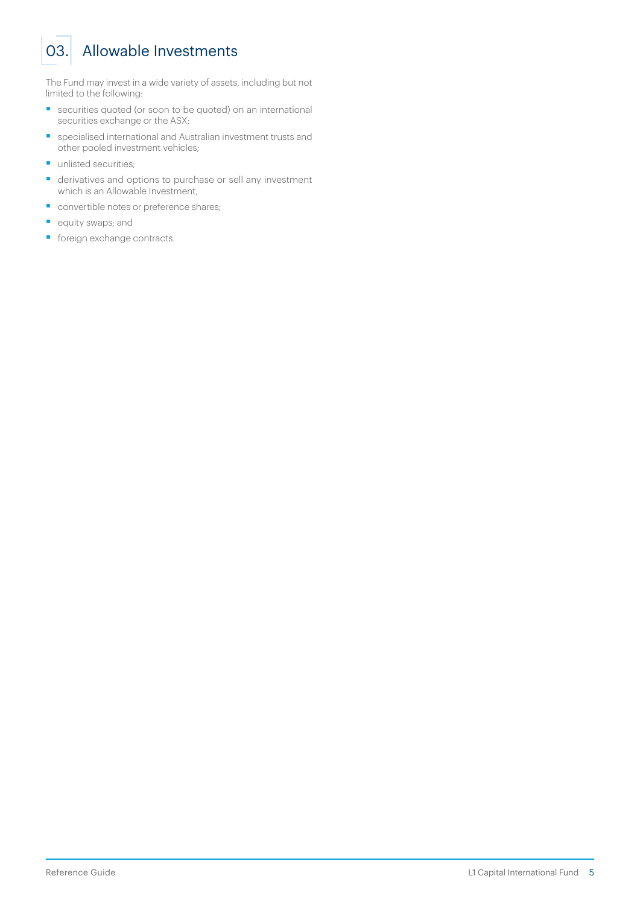# 03. Allowable Investments

The Fund may invest in a wide variety of assets, including but not limited to the following:

- securities quoted (or soon to be quoted) on an international securities exchange or the ASX;
- specialised international and Australian investment trusts and other pooled investment vehicles;
- unlisted securities;
- derivatives and options to purchase or sell any investment which is an Allowable Investment;
- convertible notes or preference shares;
- equity swaps; and
- foreign exchange contracts.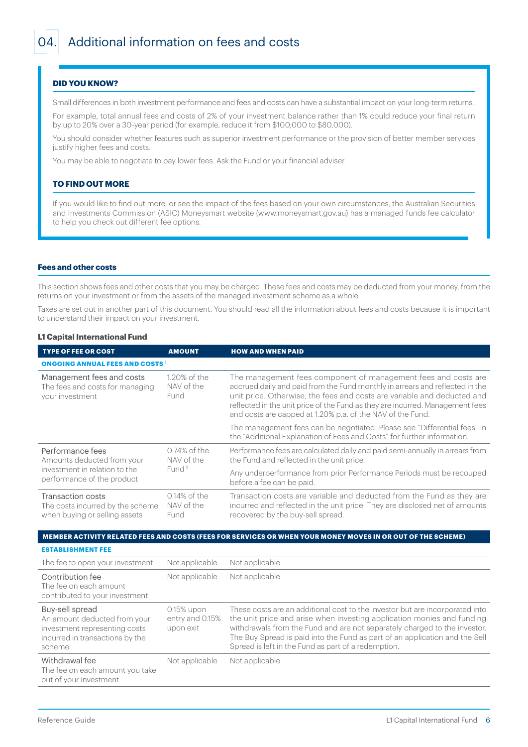# 04. Additional information on fees and costs

### DID YOU KNOW?

Small differences in both investment performance and fees and costs can have a substantial impact on your long-term returns.

For example, total annual fees and costs of 2% of your investment balance rather than 1% could reduce your final return by up to 20% over a 30-year period (for example, reduce it from $100,000 to $80,000).

You should consider whether features such as superior investment performance or the provision of better member services justify higher fees and costs.

You may be able to negotiate to pay lower fees. Ask the Fund or your financial adviser.

### TO FIND OUT MORE

If you would like to find out more, or see the impact of the fees based on your own circumstances, the Australian Securities and Investments Commission (ASIC) Moneysmart website (www.moneysmart.gov.au) has a managed funds fee calculator to help you check out different fee options.

### Fees and other costs

This section shows fees and other costs that you may be charged. These fees and costs may be deducted from your money, from the returns on your investment or from the assets of the managed investment scheme as a whole.

Taxes are set out in another part of this document. You should read all the information about fees and costs because it is important to understand their impact on your investment.

**L1 Capital International Fund**

| TYPE OF FEE OR COST | AMOUNT | HOW AND WHEN PAID |
|---|---|---|
| **ONGOING ANNUAL FEES AND COSTS** [1] | | |
| Management fees and costs<br>The fees and costs for managing your investment | 1.20% of the NAV of the Fund | The management fees component of management fees and costs are accrued daily and paid from the Fund monthly in arrears and reflected in the unit price. Otherwise, the fees and costs are variable and deducted and reflected in the unit price of the Fund as they are incurred. Management fees and costs are capped at 1.20% p.a. of the NAV of the Fund.<br>The management fees can be negotiated. Please see "Differential fees" in the "Additional Explanation of Fees and Costs" for further information. |
| Performance fees<br>Amounts deducted from your investment in relation to the performance of the product | 0.74% of the NAV of the Fund [2] | Performance fees are calculated daily and paid semi-annually in arrears from the Fund and reflected in the unit price.<br>Any underperformance from prior Performance Periods must be recouped before a fee can be paid. |
| Transaction costs<br>The costs incurred by the scheme when buying or selling assets | 0.14% of the NAV of the Fund | Transaction costs are variable and deducted from the Fund as they are incurred and reflected in the unit price. They are disclosed net of amounts recovered by the buy-sell spread. |
| **MEMBER ACTIVITY RELATED FEES AND COSTS (FEES FOR SERVICES OR WHEN YOUR MONEY MOVES IN OR OUT OF THE SCHEME)** | | |
| **ESTABLISHMENT FEE** | | |
| The fee to open your investment | Not applicable | Not applicable |
| Contribution fee<br>The fee on each amount contributed to your investment | Not applicable | Not applicable |
| Buy-sell spread<br>An amount deducted from your investment representing costs incurred in transactions by the scheme | 0.15% upon entry and 0.15% upon exit | These costs are an additional cost to the investor but are incorporated into the unit price and arise when investing application monies and funding withdrawals from the Fund and are not separately charged to the investor. The Buy Spread is paid into the Fund as part of an application and the Sell Spread is left in the Fund as part of a redemption. |
| Withdrawal fee<br>The fee on each amount you take out of your investment | Not applicable | Not applicable |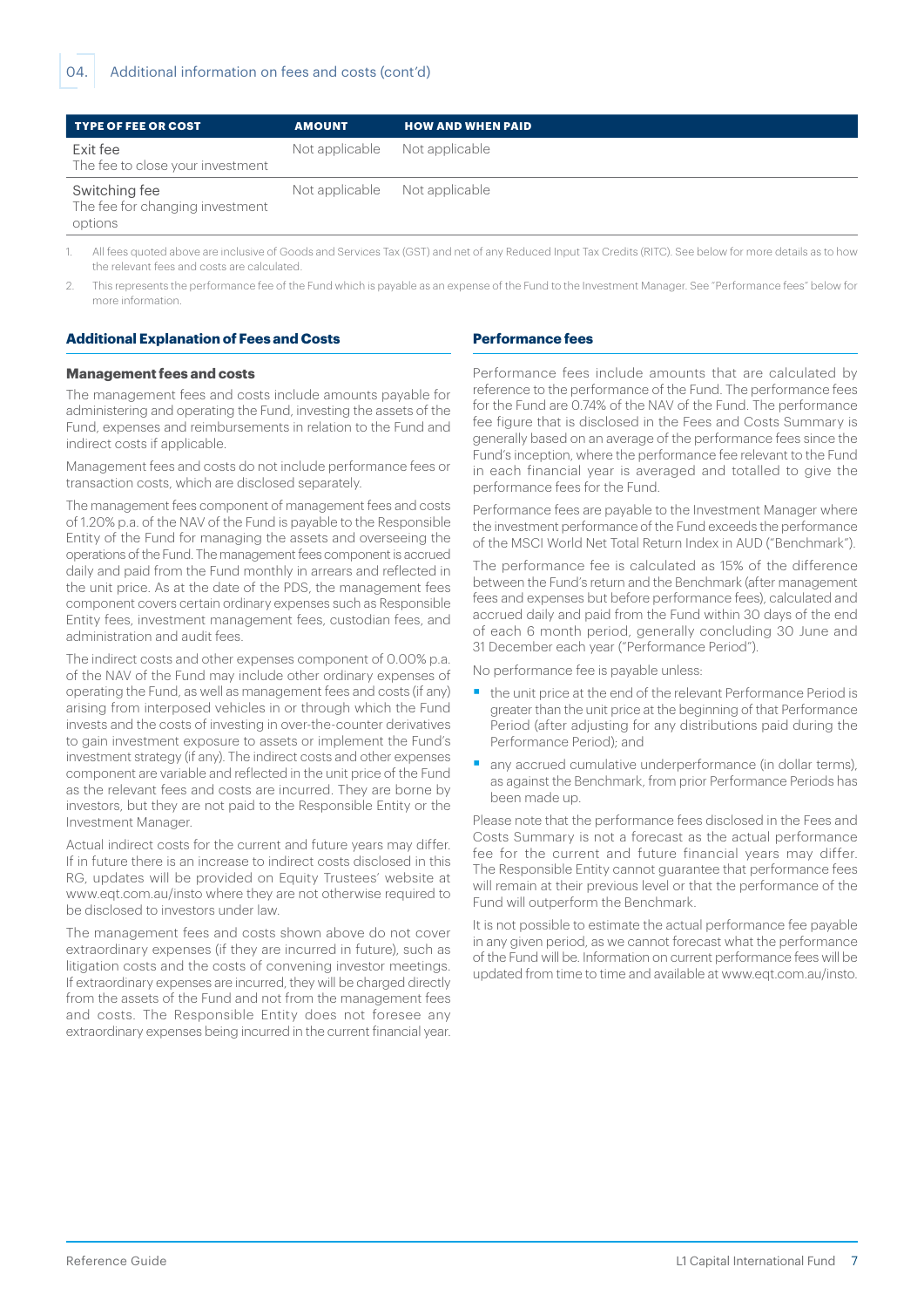## 04. Additional information on fees and costs (cont'd)

| TYPE OF FEE OR COST | AMOUNT | HOW AND WHEN PAID |
|---|---|---|
| Exit fee<br>The fee to close your investment | Not applicable | Not applicable |
| Switching fee<br>The fee for changing investment options | Not applicable | Not applicable |

1. All fees quoted above are inclusive of Goods and Services Tax (GST) and net of any Reduced Input Tax Credits (RITC). See below for more details as to how the relevant fees and costs are calculated.
2. This represents the performance fee of the Fund which is payable as an expense of the Fund to the Investment Manager. See "Performance fees" below for more information.

### Additional Explanation of Fees and Costs

#### Management fees and costs

The management fees and costs include amounts payable for administering and operating the Fund, investing the assets of the Fund, expenses and reimbursements in relation to the Fund and indirect costs if applicable.

Management fees and costs do not include performance fees or transaction costs, which are disclosed separately.

The management fees component of management fees and costs of 1.20% p.a. of the NAV of the Fund is payable to the Responsible Entity of the Fund for managing the assets and overseeing the operations of the Fund. The management fees component is accrued daily and paid from the Fund monthly in arrears and reflected in the unit price. As at the date of the PDS, the management fees component covers certain ordinary expenses such as Responsible Entity fees, investment management fees, custodian fees, and administration and audit fees.

The indirect costs and other expenses component of 0.00% p.a. of the NAV of the Fund may include other ordinary expenses of operating the Fund, as well as management fees and costs (if any) arising from interposed vehicles in or through which the Fund invests and the costs of investing in over-the-counter derivatives to gain investment exposure to assets or implement the Fund's investment strategy (if any). The indirect costs and other expenses component are variable and reflected in the unit price of the Fund as the relevant fees and costs are incurred. They are borne by investors, but they are not paid to the Responsible Entity or the Investment Manager.

Actual indirect costs for the current and future years may differ. If in future there is an increase to indirect costs disclosed in this RG, updates will be provided on Equity Trustees' website at www.eqt.com.au/insto where they are not otherwise required to be disclosed to investors under law.

The management fees and costs shown above do not cover extraordinary expenses (if they are incurred in future), such as litigation costs and the costs of convening investor meetings. If extraordinary expenses are incurred, they will be charged directly from the assets of the Fund and not from the management fees and costs. The Responsible Entity does not foresee any extraordinary expenses being incurred in the current financial year.

### Performance fees

Performance fees include amounts that are calculated by reference to the performance of the Fund. The performance fees for the Fund are 0.74% of the NAV of the Fund. The performance fee figure that is disclosed in the Fees and Costs Summary is generally based on an average of the performance fees since the Fund's inception, where the performance fee relevant to the Fund in each financial year is averaged and totalled to give the performance fees for the Fund.

Performance fees are payable to the Investment Manager where the investment performance of the Fund exceeds the performance of the MSCI World Net Total Return Index in AUD ("Benchmark").

The performance fee is calculated as 15% of the difference between the Fund's return and the Benchmark (after management fees and expenses but before performance fees), calculated and accrued daily and paid from the Fund within 30 days of the end of each 6 month period, generally concluding 30 June and 31 December each year ("Performance Period").

No performance fee is payable unless:

- the unit price at the end of the relevant Performance Period is greater than the unit price at the beginning of that Performance Period (after adjusting for any distributions paid during the Performance Period); and
- any accrued cumulative underperformance (in dollar terms), as against the Benchmark, from prior Performance Periods has been made up.

Please note that the performance fees disclosed in the Fees and Costs Summary is not a forecast as the actual performance fee for the current and future financial years may differ. The Responsible Entity cannot guarantee that performance fees will remain at their previous level or that the performance of the Fund will outperform the Benchmark.

It is not possible to estimate the actual performance fee payable in any given period, as we cannot forecast what the performance of the Fund will be. Information on current performance fees will be updated from time to time and available at www.eqt.com.au/insto.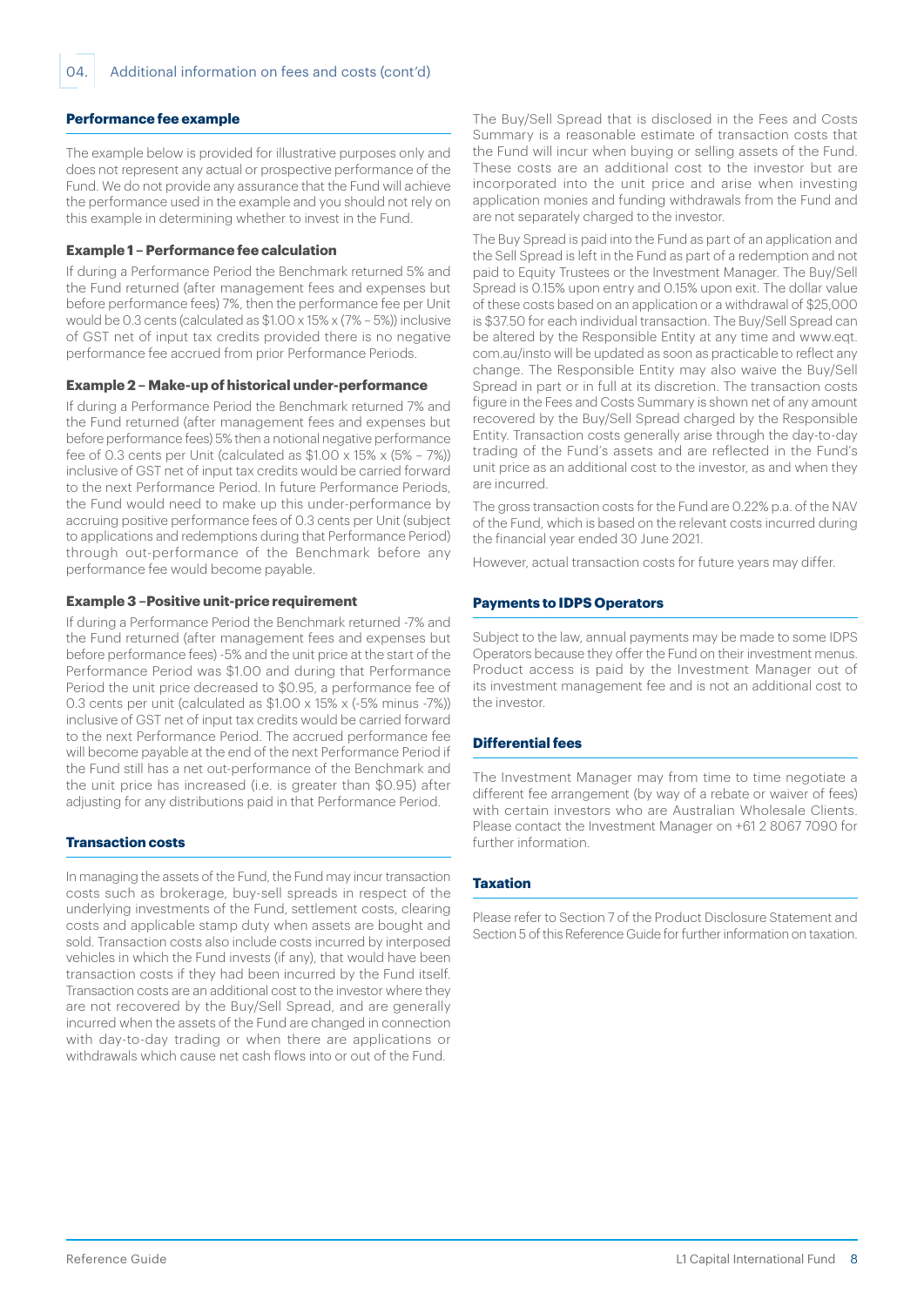### Performance fee example

The example below is provided for illustrative purposes only and does not represent any actual or prospective performance of the Fund. We do not provide any assurance that the Fund will achieve the performance used in the example and you should not rely on this example in determining whether to invest in the Fund.

#### Example 1 – Performance fee calculation

If during a Performance Period the Benchmark returned 5% and the Fund returned (after management fees and expenses but before performance fees) 7%, then the performance fee per Unit would be 0.3 cents (calculated as $1.00 x 15% x (7% – 5%)) inclusive of GST net of input tax credits provided there is no negative performance fee accrued from prior Performance Periods.

#### Example 2 – Make-up of historical under-performance

If during a Performance Period the Benchmark returned 7% and the Fund returned (after management fees and expenses but before performance fees) 5% then a notional negative performance fee of 0.3 cents per Unit (calculated as $1.00 x 15% x (5% – 7%)) inclusive of GST net of input tax credits would be carried forward to the next Performance Period. In future Performance Periods, the Fund would need to make up this under-performance by accruing positive performance fees of 0.3 cents per Unit (subject to applications and redemptions during that Performance Period) through out-performance of the Benchmark before any performance fee would become payable.

#### Example 3 –Positive unit-price requirement

If during a Performance Period the Benchmark returned -7% and the Fund returned (after management fees and expenses but before performance fees) -5% and the unit price at the start of the Performance Period was $1.00 and during that Performance Period the unit price decreased to $0.95, a performance fee of 0.3 cents per unit (calculated as $1.00 x 15% x (-5% minus -7%)) inclusive of GST net of input tax credits would be carried forward to the next Performance Period. The accrued performance fee will become payable at the end of the next Performance Period if the Fund still has a net out-performance of the Benchmark and the unit price has increased (i.e. is greater than $0.95) after adjusting for any distributions paid in that Performance Period.

### Transaction costs

In managing the assets of the Fund, the Fund may incur transaction costs such as brokerage, buy-sell spreads in respect of the underlying investments of the Fund, settlement costs, clearing costs and applicable stamp duty when assets are bought and sold. Transaction costs also include costs incurred by interposed vehicles in which the Fund invests (if any), that would have been transaction costs if they had been incurred by the Fund itself. Transaction costs are an additional cost to the investor where they are not recovered by the Buy/Sell Spread, and are generally incurred when the assets of the Fund are changed in connection with day-to-day trading or when there are applications or withdrawals which cause net cash flows into or out of the Fund.

The Buy/Sell Spread that is disclosed in the Fees and Costs Summary is a reasonable estimate of transaction costs that the Fund will incur when buying or selling assets of the Fund. These costs are an additional cost to the investor but are incorporated into the unit price and arise when investing application monies and funding withdrawals from the Fund and are not separately charged to the investor.

The Buy Spread is paid into the Fund as part of an application and the Sell Spread is left in the Fund as part of a redemption and not paid to Equity Trustees or the Investment Manager. The Buy/Sell Spread is 0.15% upon entry and 0.15% upon exit. The dollar value of these costs based on an application or a withdrawal of $25,000 is $37.50 for each individual transaction. The Buy/Sell Spread can be altered by the Responsible Entity at any time and www.eqt.com.au/insto will be updated as soon as practicable to reflect any change. The Responsible Entity may also waive the Buy/Sell Spread in part or in full at its discretion. The transaction costs figure in the Fees and Costs Summary is shown net of any amount recovered by the Buy/Sell Spread charged by the Responsible Entity. Transaction costs generally arise through the day-to-day trading of the Fund's assets and are reflected in the Fund's unit price as an additional cost to the investor, as and when they are incurred.

The gross transaction costs for the Fund are 0.22% p.a. of the NAV of the Fund, which is based on the relevant costs incurred during the financial year ended 30 June 2021.

However, actual transaction costs for future years may differ.

### Payments to IDPS Operators

Subject to the law, annual payments may be made to some IDPS Operators because they offer the Fund on their investment menus. Product access is paid by the Investment Manager out of its investment management fee and is not an additional cost to the investor.

### Differential fees

The Investment Manager may from time to time negotiate a different fee arrangement (by way of a rebate or waiver of fees) with certain investors who are Australian Wholesale Clients. Please contact the Investment Manager on +61 2 8067 7090 for further information.

### Taxation

Please refer to Section 7 of the Product Disclosure Statement and Section 5 of this Reference Guide for further information on taxation.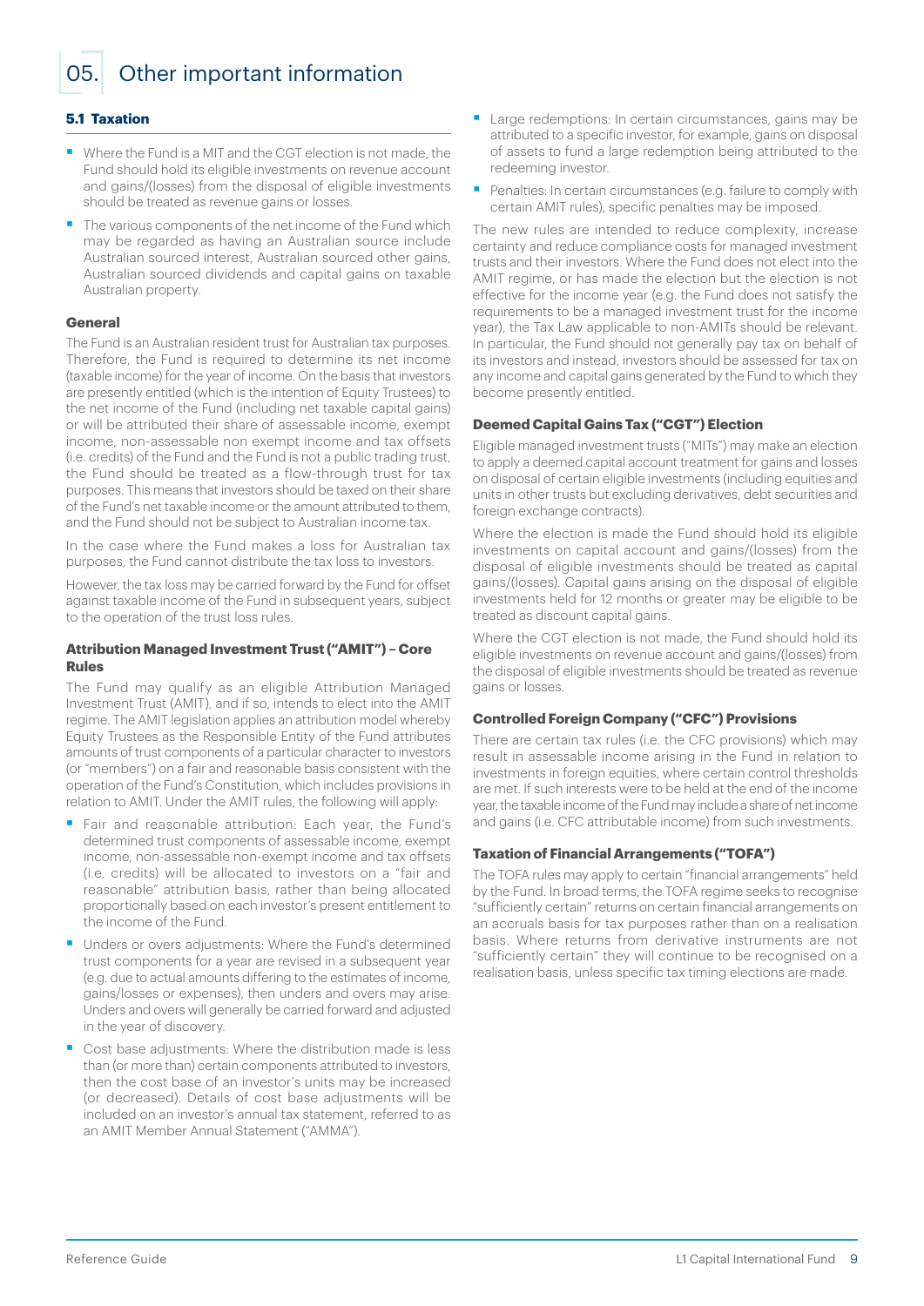# 05. Other important information

## 5.1 Taxation

- Where the Fund is a MIT and the CGT election is not made, the Fund should hold its eligible investments on revenue account and gains/(losses) from the disposal of eligible investments should be treated as revenue gains or losses.
- The various components of the net income of the Fund which may be regarded as having an Australian source include Australian sourced interest, Australian sourced other gains, Australian sourced dividends and capital gains on taxable Australian property.

### General

The Fund is an Australian resident trust for Australian tax purposes. Therefore, the Fund is required to determine its net income (taxable income) for the year of income. On the basis that investors are presently entitled (which is the intention of Equity Trustees) to the net income of the Fund (including net taxable capital gains) or will be attributed their share of assessable income, exempt income, non-assessable non exempt income and tax offsets (i.e. credits) of the Fund and the Fund is not a public trading trust, the Fund should be treated as a flow-through trust for tax purposes. This means that investors should be taxed on their share of the Fund's net taxable income or the amount attributed to them, and the Fund should not be subject to Australian income tax.

In the case where the Fund makes a loss for Australian tax purposes, the Fund cannot distribute the tax loss to investors.

However, the tax loss may be carried forward by the Fund for offset against taxable income of the Fund in subsequent years, subject to the operation of the trust loss rules.

### Attribution Managed Investment Trust ("AMIT") – Core Rules

The Fund may qualify as an eligible Attribution Managed Investment Trust (AMIT), and if so, intends to elect into the AMIT regime. The AMIT legislation applies an attribution model whereby Equity Trustees as the Responsible Entity of the Fund attributes amounts of trust components of a particular character to investors (or "members") on a fair and reasonable basis consistent with the operation of the Fund's Constitution, which includes provisions in relation to AMIT. Under the AMIT rules, the following will apply:

- Fair and reasonable attribution: Each year, the Fund's determined trust components of assessable income, exempt income, non-assessable non-exempt income and tax offsets (i.e. credits) will be allocated to investors on a "fair and reasonable" attribution basis, rather than being allocated proportionally based on each investor's present entitlement to the income of the Fund.
- Unders or overs adjustments: Where the Fund's determined trust components for a year are revised in a subsequent year (e.g. due to actual amounts differing to the estimates of income, gains/losses or expenses), then unders and overs may arise. Unders and overs will generally be carried forward and adjusted in the year of discovery.
- Cost base adjustments: Where the distribution made is less than (or more than) certain components attributed to investors, then the cost base of an investor's units may be increased (or decreased). Details of cost base adjustments will be included on an investor's annual tax statement, referred to as an AMIT Member Annual Statement ("AMMA").
- Large redemptions: In certain circumstances, gains may be attributed to a specific investor, for example, gains on disposal of assets to fund a large redemption being attributed to the redeeming investor.
- Penalties: In certain circumstances (e.g. failure to comply with certain AMIT rules), specific penalties may be imposed.

The new rules are intended to reduce complexity, increase certainty and reduce compliance costs for managed investment trusts and their investors. Where the Fund does not elect into the AMIT regime, or has made the election but the election is not effective for the income year (e.g. the Fund does not satisfy the requirements to be a managed investment trust for the income year), the Tax Law applicable to non-AMITs should be relevant. In particular, the Fund should not generally pay tax on behalf of its investors and instead, investors should be assessed for tax on any income and capital gains generated by the Fund to which they become presently entitled.

### Deemed Capital Gains Tax ("CGT") Election

Eligible managed investment trusts ("MITs") may make an election to apply a deemed capital account treatment for gains and losses on disposal of certain eligible investments (including equities and units in other trusts but excluding derivatives, debt securities and foreign exchange contracts).

Where the election is made the Fund should hold its eligible investments on capital account and gains/(losses) from the disposal of eligible investments should be treated as capital gains/(losses). Capital gains arising on the disposal of eligible investments held for 12 months or greater may be eligible to be treated as discount capital gains.

Where the CGT election is not made, the Fund should hold its eligible investments on revenue account and gains/(losses) from the disposal of eligible investments should be treated as revenue gains or losses.

### Controlled Foreign Company ("CFC") Provisions

There are certain tax rules (i.e. the CFC provisions) which may result in assessable income arising in the Fund in relation to investments in foreign equities, where certain control thresholds are met. If such interests were to be held at the end of the income year, the taxable income of the Fund may include a share of net income and gains (i.e. CFC attributable income) from such investments.

### Taxation of Financial Arrangements ("TOFA")

The TOFA rules may apply to certain "financial arrangements" held by the Fund. In broad terms, the TOFA regime seeks to recognise "sufficiently certain" returns on certain financial arrangements on an accruals basis for tax purposes rather than on a realisation basis. Where returns from derivative instruments are not "sufficiently certain" they will continue to be recognised on a realisation basis, unless specific tax timing elections are made.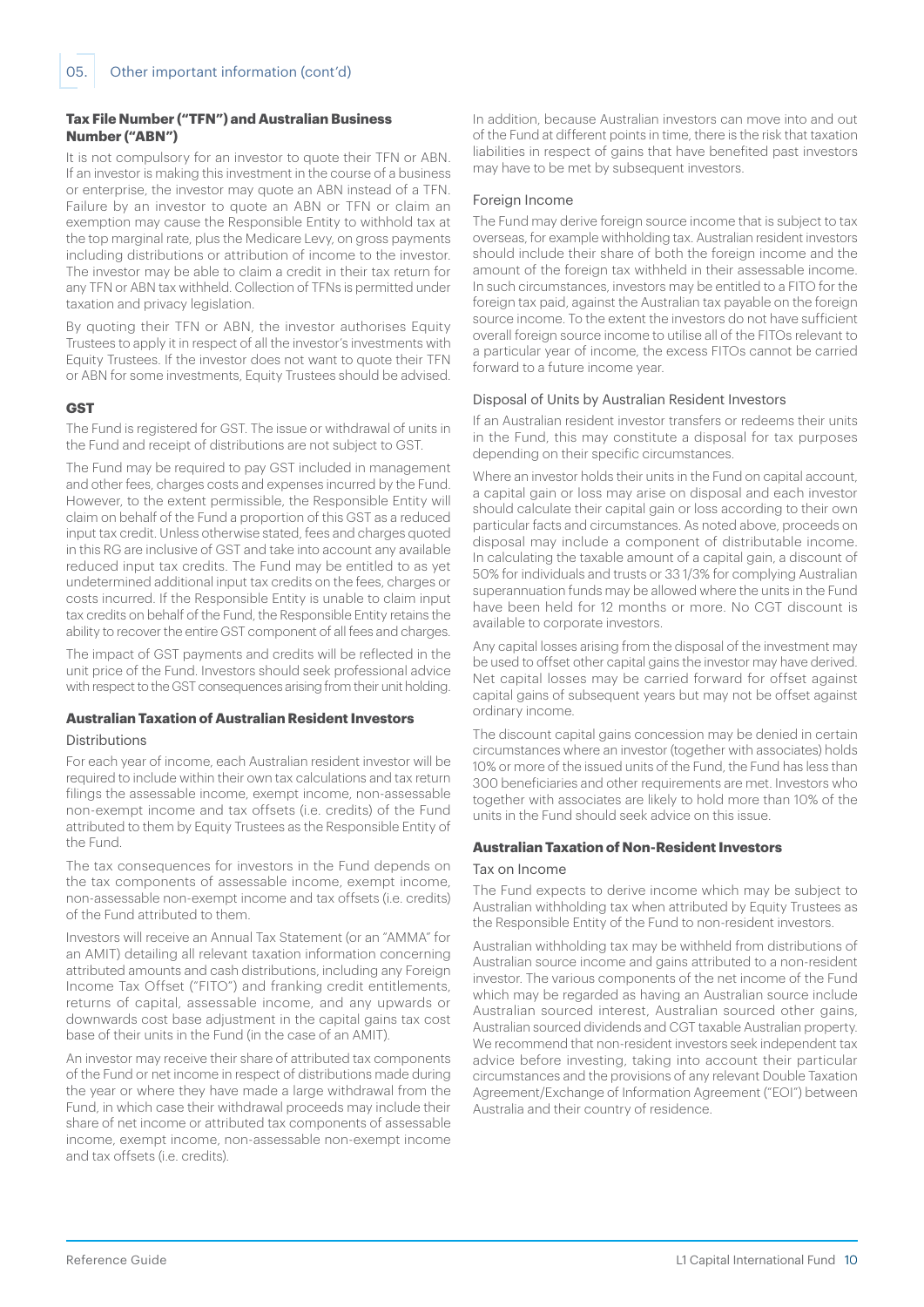## 05. Other important information (cont'd)

### Tax File Number ("TFN") and Australian Business Number ("ABN")

It is not compulsory for an investor to quote their TFN or ABN. If an investor is making this investment in the course of a business or enterprise, the investor may quote an ABN instead of a TFN. Failure by an investor to quote an ABN or TFN or claim an exemption may cause the Responsible Entity to withhold tax at the top marginal rate, plus the Medicare Levy, on gross payments including distributions or attribution of income to the investor. The investor may be able to claim a credit in their tax return for any TFN or ABN tax withheld. Collection of TFNs is permitted under taxation and privacy legislation.

By quoting their TFN or ABN, the investor authorises Equity Trustees to apply it in respect of all the investor's investments with Equity Trustees. If the investor does not want to quote their TFN or ABN for some investments, Equity Trustees should be advised.

### GST

The Fund is registered for GST. The issue or withdrawal of units in the Fund and receipt of distributions are not subject to GST.

The Fund may be required to pay GST included in management and other fees, charges costs and expenses incurred by the Fund. However, to the extent permissible, the Responsible Entity will claim on behalf of the Fund a proportion of this GST as a reduced input tax credit. Unless otherwise stated, fees and charges quoted in this RG are inclusive of GST and take into account any available reduced input tax credits. The Fund may be entitled to as yet undetermined additional input tax credits on the fees, charges or costs incurred. If the Responsible Entity is unable to claim input tax credits on behalf of the Fund, the Responsible Entity retains the ability to recover the entire GST component of all fees and charges.

The impact of GST payments and credits will be reflected in the unit price of the Fund. Investors should seek professional advice with respect to the GST consequences arising from their unit holding.

### Australian Taxation of Australian Resident Investors

#### Distributions

For each year of income, each Australian resident investor will be required to include within their own tax calculations and tax return filings the assessable income, exempt income, non-assessable non-exempt income and tax offsets (i.e. credits) of the Fund attributed to them by Equity Trustees as the Responsible Entity of the Fund.

The tax consequences for investors in the Fund depends on the tax components of assessable income, exempt income, non-assessable non-exempt income and tax offsets (i.e. credits) of the Fund attributed to them.

Investors will receive an Annual Tax Statement (or an "AMMA" for an AMIT) detailing all relevant taxation information concerning attributed amounts and cash distributions, including any Foreign Income Tax Offset ("FITO") and franking credit entitlements, returns of capital, assessable income, and any upwards or downwards cost base adjustment in the capital gains tax cost base of their units in the Fund (in the case of an AMIT).

An investor may receive their share of attributed tax components of the Fund or net income in respect of distributions made during the year or where they have made a large withdrawal from the Fund, in which case their withdrawal proceeds may include their share of net income or attributed tax components of assessable income, exempt income, non-assessable non-exempt income and tax offsets (i.e. credits).

In addition, because Australian investors can move into and out of the Fund at different points in time, there is the risk that taxation liabilities in respect of gains that have benefited past investors may have to be met by subsequent investors.

#### Foreign Income

The Fund may derive foreign source income that is subject to tax overseas, for example withholding tax. Australian resident investors should include their share of both the foreign income and the amount of the foreign tax withheld in their assessable income. In such circumstances, investors may be entitled to a FITO for the foreign tax paid, against the Australian tax payable on the foreign source income. To the extent the investors do not have sufficient overall foreign source income to utilise all of the FITOs relevant to a particular year of income, the excess FITOs cannot be carried forward to a future income year.

#### Disposal of Units by Australian Resident Investors

If an Australian resident investor transfers or redeems their units in the Fund, this may constitute a disposal for tax purposes depending on their specific circumstances.

Where an investor holds their units in the Fund on capital account, a capital gain or loss may arise on disposal and each investor should calculate their capital gain or loss according to their own particular facts and circumstances. As noted above, proceeds on disposal may include a component of distributable income. In calculating the taxable amount of a capital gain, a discount of 50% for individuals and trusts or 33 1/3% for complying Australian superannuation funds may be allowed where the units in the Fund have been held for 12 months or more. No CGT discount is available to corporate investors.

Any capital losses arising from the disposal of the investment may be used to offset other capital gains the investor may have derived. Net capital losses may be carried forward for offset against capital gains of subsequent years but may not be offset against ordinary income.

The discount capital gains concession may be denied in certain circumstances where an investor (together with associates) holds 10% or more of the issued units of the Fund, the Fund has less than 300 beneficiaries and other requirements are met. Investors who together with associates are likely to hold more than 10% of the units in the Fund should seek advice on this issue.

### Australian Taxation of Non-Resident Investors

#### Tax on Income

The Fund expects to derive income which may be subject to Australian withholding tax when attributed by Equity Trustees as the Responsible Entity of the Fund to non-resident investors.

Australian withholding tax may be withheld from distributions of Australian source income and gains attributed to a non-resident investor. The various components of the net income of the Fund which may be regarded as having an Australian source include Australian sourced interest, Australian sourced other gains, Australian sourced dividends and CGT taxable Australian property. We recommend that non-resident investors seek independent tax advice before investing, taking into account their particular circumstances and the provisions of any relevant Double Taxation Agreement/Exchange of Information Agreement ("EOI") between Australia and their country of residence.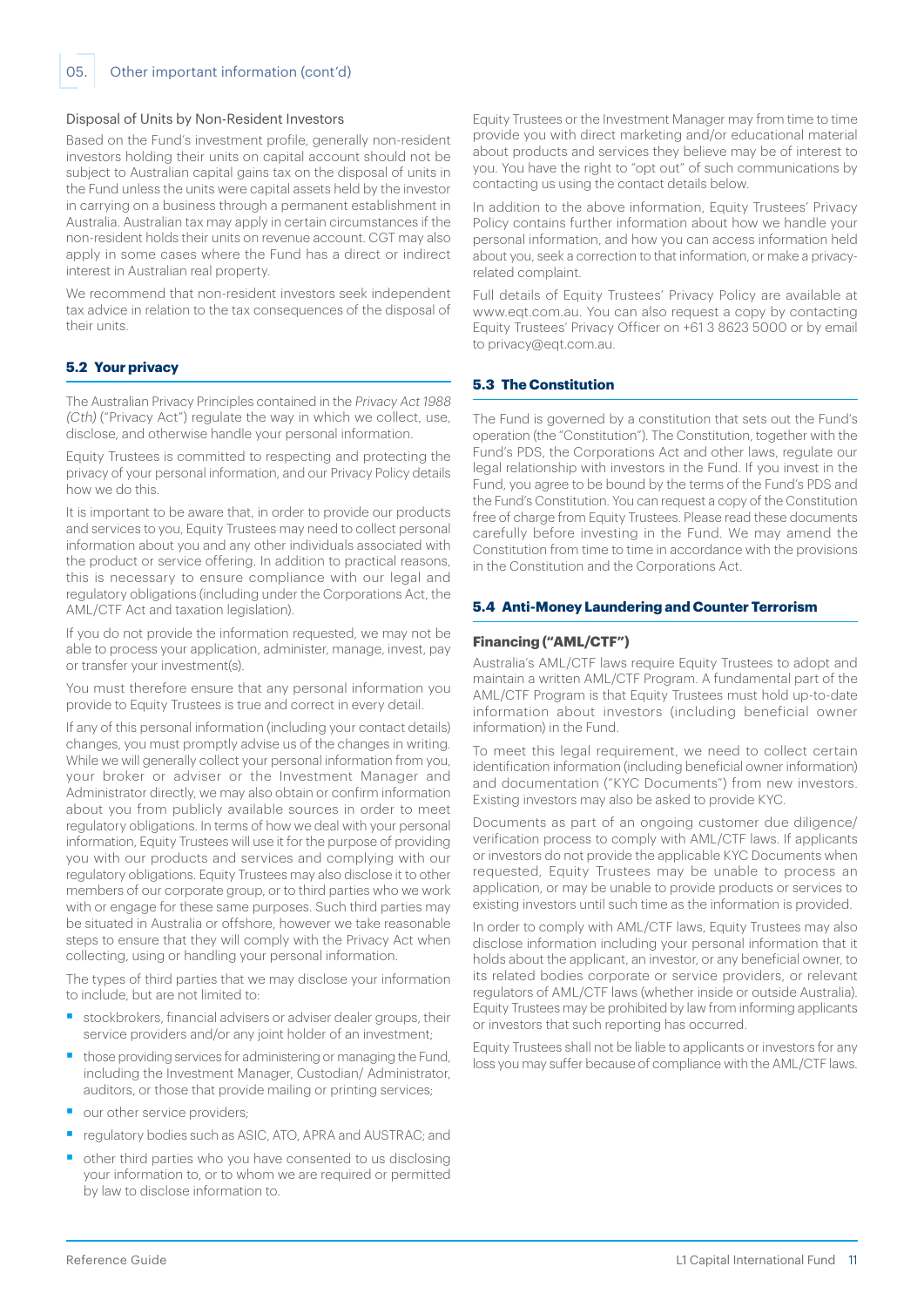## 05. Other important information (cont'd)

### Disposal of Units by Non-Resident Investors

Based on the Fund's investment profile, generally non-resident investors holding their units on capital account should not be subject to Australian capital gains tax on the disposal of units in the Fund unless the units were capital assets held by the investor in carrying on a business through a permanent establishment in Australia. Australian tax may apply in certain circumstances if the non-resident holds their units on revenue account. CGT may also apply in some cases where the Fund has a direct or indirect interest in Australian real property.

We recommend that non-resident investors seek independent tax advice in relation to the tax consequences of the disposal of their units.

### 5.2 Your privacy

The Australian Privacy Principles contained in the *Privacy Act 1988 (Cth)* ("Privacy Act") regulate the way in which we collect, use, disclose, and otherwise handle your personal information.

Equity Trustees is committed to respecting and protecting the privacy of your personal information, and our Privacy Policy details how we do this.

It is important to be aware that, in order to provide our products and services to you, Equity Trustees may need to collect personal information about you and any other individuals associated with the product or service offering. In addition to practical reasons, this is necessary to ensure compliance with our legal and regulatory obligations (including under the Corporations Act, the AML/CTF Act and taxation legislation).

If you do not provide the information requested, we may not be able to process your application, administer, manage, invest, pay or transfer your investment(s).

You must therefore ensure that any personal information you provide to Equity Trustees is true and correct in every detail.

If any of this personal information (including your contact details) changes, you must promptly advise us of the changes in writing. While we will generally collect your personal information from you, your broker or adviser or the Investment Manager and Administrator directly, we may also obtain or confirm information about you from publicly available sources in order to meet regulatory obligations. In terms of how we deal with your personal information, Equity Trustees will use it for the purpose of providing you with our products and services and complying with our regulatory obligations. Equity Trustees may also disclose it to other members of our corporate group, or to third parties who we work with or engage for these same purposes. Such third parties may be situated in Australia or offshore, however we take reasonable steps to ensure that they will comply with the Privacy Act when collecting, using or handling your personal information.

The types of third parties that we may disclose your information to include, but are not limited to:

- stockbrokers, financial advisers or adviser dealer groups, their service providers and/or any joint holder of an investment;
- those providing services for administering or managing the Fund, including the Investment Manager, Custodian/ Administrator, auditors, or those that provide mailing or printing services;
- our other service providers;
- regulatory bodies such as ASIC, ATO, APRA and AUSTRAC; and
- other third parties who you have consented to us disclosing your information to, or to whom we are required or permitted by law to disclose information to.

Equity Trustees or the Investment Manager may from time to time provide you with direct marketing and/or educational material about products and services they believe may be of interest to you. You have the right to "opt out" of such communications by contacting us using the contact details below.

In addition to the above information, Equity Trustees' Privacy Policy contains further information about how we handle your personal information, and how you can access information held about you, seek a correction to that information, or make a privacy-related complaint.

Full details of Equity Trustees' Privacy Policy are available at www.eqt.com.au. You can also request a copy by contacting Equity Trustees' Privacy Officer on +61 3 8623 5000 or by email to privacy@eqt.com.au.

### 5.3 The Constitution

The Fund is governed by a constitution that sets out the Fund's operation (the "Constitution"). The Constitution, together with the Fund's PDS, the Corporations Act and other laws, regulate our legal relationship with investors in the Fund. If you invest in the Fund, you agree to be bound by the terms of the Fund's PDS and the Fund's Constitution. You can request a copy of the Constitution free of charge from Equity Trustees. Please read these documents carefully before investing in the Fund. We may amend the Constitution from time to time in accordance with the provisions in the Constitution and the Corporations Act.

### 5.4 Anti-Money Laundering and Counter Terrorism

#### Financing ("AML/CTF")

Australia's AML/CTF laws require Equity Trustees to adopt and maintain a written AML/CTF Program. A fundamental part of the AML/CTF Program is that Equity Trustees must hold up-to-date information about investors (including beneficial owner information) in the Fund.

To meet this legal requirement, we need to collect certain identification information (including beneficial owner information) and documentation ("KYC Documents") from new investors. Existing investors may also be asked to provide KYC.

Documents as part of an ongoing customer due diligence/ verification process to comply with AML/CTF laws. If applicants or investors do not provide the applicable KYC Documents when requested, Equity Trustees may be unable to process an application, or may be unable to provide products or services to existing investors until such time as the information is provided.

In order to comply with AML/CTF laws, Equity Trustees may also disclose information including your personal information that it holds about the applicant, an investor, or any beneficial owner, to its related bodies corporate or service providers, or relevant regulators of AML/CTF laws (whether inside or outside Australia). Equity Trustees may be prohibited by law from informing applicants or investors that such reporting has occurred.

Equity Trustees shall not be liable to applicants or investors for any loss you may suffer because of compliance with the AML/CTF laws.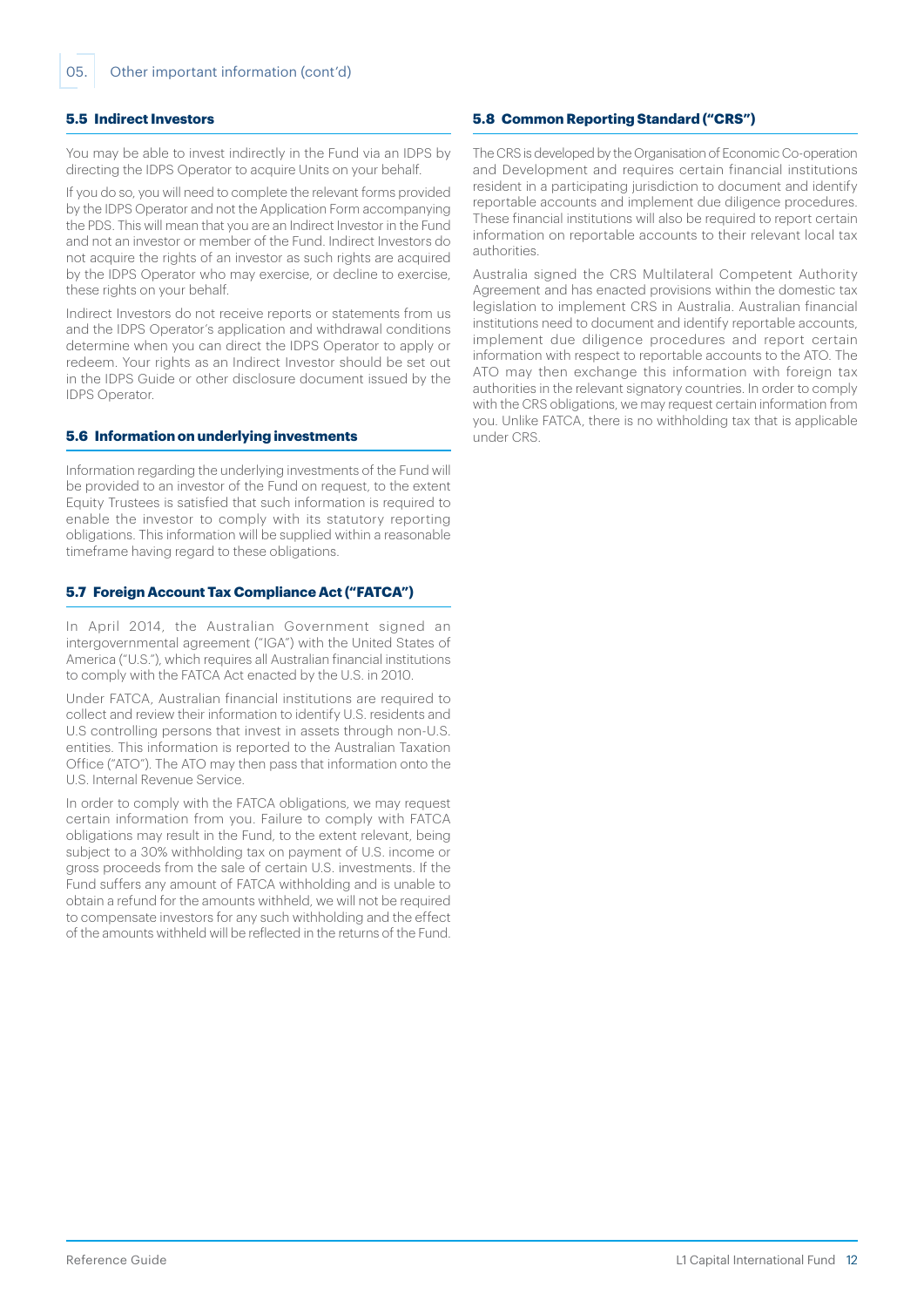## 5.5 Indirect Investors

You may be able to invest indirectly in the Fund via an IDPS by directing the IDPS Operator to acquire Units on your behalf.

If you do so, you will need to complete the relevant forms provided by the IDPS Operator and not the Application Form accompanying the PDS. This will mean that you are an Indirect Investor in the Fund and not an investor or member of the Fund. Indirect Investors do not acquire the rights of an investor as such rights are acquired by the IDPS Operator who may exercise, or decline to exercise, these rights on your behalf.

Indirect Investors do not receive reports or statements from us and the IDPS Operator's application and withdrawal conditions determine when you can direct the IDPS Operator to apply or redeem. Your rights as an Indirect Investor should be set out in the IDPS Guide or other disclosure document issued by the IDPS Operator.

## 5.6 Information on underlying investments

Information regarding the underlying investments of the Fund will be provided to an investor of the Fund on request, to the extent Equity Trustees is satisfied that such information is required to enable the investor to comply with its statutory reporting obligations. This information will be supplied within a reasonable timeframe having regard to these obligations.

## 5.7 Foreign Account Tax Compliance Act ("FATCA")

In April 2014, the Australian Government signed an intergovernmental agreement ("IGA") with the United States of America ("U.S."), which requires all Australian financial institutions to comply with the FATCA Act enacted by the U.S. in 2010.

Under FATCA, Australian financial institutions are required to collect and review their information to identify U.S. residents and U.S controlling persons that invest in assets through non-U.S. entities. This information is reported to the Australian Taxation Office ("ATO"). The ATO may then pass that information onto the U.S. Internal Revenue Service.

In order to comply with the FATCA obligations, we may request certain information from you. Failure to comply with FATCA obligations may result in the Fund, to the extent relevant, being subject to a 30% withholding tax on payment of U.S. income or gross proceeds from the sale of certain U.S. investments. If the Fund suffers any amount of FATCA withholding and is unable to obtain a refund for the amounts withheld, we will not be required to compensate investors for any such withholding and the effect of the amounts withheld will be reflected in the returns of the Fund.

## 5.8 Common Reporting Standard ("CRS")

The CRS is developed by the Organisation of Economic Co-operation and Development and requires certain financial institutions resident in a participating jurisdiction to document and identify reportable accounts and implement due diligence procedures. These financial institutions will also be required to report certain information on reportable accounts to their relevant local tax authorities.

Australia signed the CRS Multilateral Competent Authority Agreement and has enacted provisions within the domestic tax legislation to implement CRS in Australia. Australian financial institutions need to document and identify reportable accounts, implement due diligence procedures and report certain information with respect to reportable accounts to the ATO. The ATO may then exchange this information with foreign tax authorities in the relevant signatory countries. In order to comply with the CRS obligations, we may request certain information from you. Unlike FATCA, there is no withholding tax that is applicable under CRS.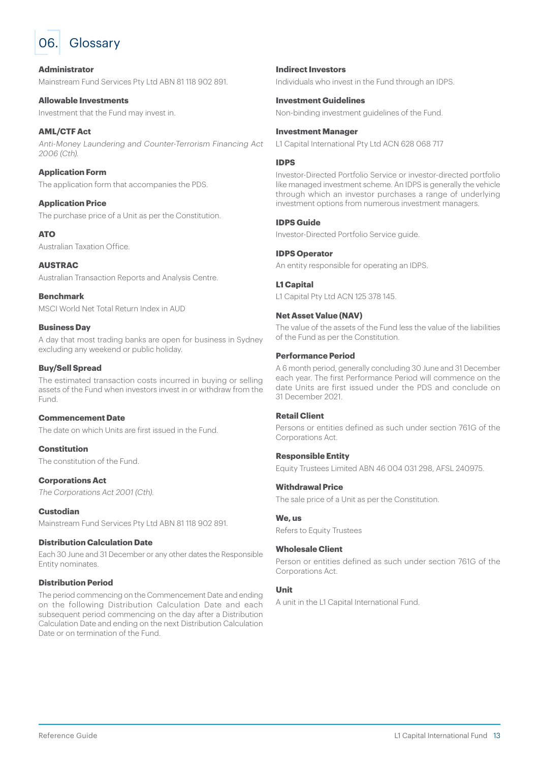# 06. Glossary

**Administrator**
Mainstream Fund Services Pty Ltd ABN 81 118 902 891.

**Allowable Investments**
Investment that the Fund may invest in.

**AML/CTF Act**
*Anti-Money Laundering and Counter-Terrorism Financing Act 2006 (Cth).*

**Application Form**
The application form that accompanies the PDS.

**Application Price**
The purchase price of a Unit as per the Constitution.

**ATO**
Australian Taxation Office.

**AUSTRAC**
Australian Transaction Reports and Analysis Centre.

**Benchmark**
MSCI World Net Total Return Index in AUD

**Business Day**
A day that most trading banks are open for business in Sydney excluding any weekend or public holiday.

**Buy/Sell Spread**
The estimated transaction costs incurred in buying or selling assets of the Fund when investors invest in or withdraw from the Fund.

**Commencement Date**
The date on which Units are first issued in the Fund.

**Constitution**
The constitution of the Fund.

**Corporations Act**
*The Corporations Act 2001 (Cth).*

**Custodian**
Mainstream Fund Services Pty Ltd ABN 81 118 902 891.

**Distribution Calculation Date**
Each 30 June and 31 December or any other dates the Responsible Entity nominates.

**Distribution Period**
The period commencing on the Commencement Date and ending on the following Distribution Calculation Date and each subsequent period commencing on the day after a Distribution Calculation Date and ending on the next Distribution Calculation Date or on termination of the Fund.

**Indirect Investors**
Individuals who invest in the Fund through an IDPS.

**Investment Guidelines**
Non-binding investment guidelines of the Fund.

**Investment Manager**
L1 Capital International Pty Ltd ACN 628 068 717

**IDPS**
Investor-Directed Portfolio Service or investor-directed portfolio like managed investment scheme. An IDPS is generally the vehicle through which an investor purchases a range of underlying investment options from numerous investment managers.

**IDPS Guide**
Investor-Directed Portfolio Service guide.

**IDPS Operator**
An entity responsible for operating an IDPS.

**L1 Capital**
L1 Capital Pty Ltd ACN 125 378 145.

**Net Asset Value (NAV)**
The value of the assets of the Fund less the value of the liabilities of the Fund as per the Constitution.

**Performance Period**
A 6 month period, generally concluding 30 June and 31 December each year. The first Performance Period will commence on the date Units are first issued under the PDS and conclude on 31 December 2021.

**Retail Client**
Persons or entities defined as such under section 761G of the Corporations Act.

**Responsible Entity**
Equity Trustees Limited ABN 46 004 031 298, AFSL 240975.

**Withdrawal Price**
The sale price of a Unit as per the Constitution.

**We, us**
Refers to Equity Trustees

**Wholesale Client**
Person or entities defined as such under section 761G of the Corporations Act.

**Unit**
A unit in the L1 Capital International Fund.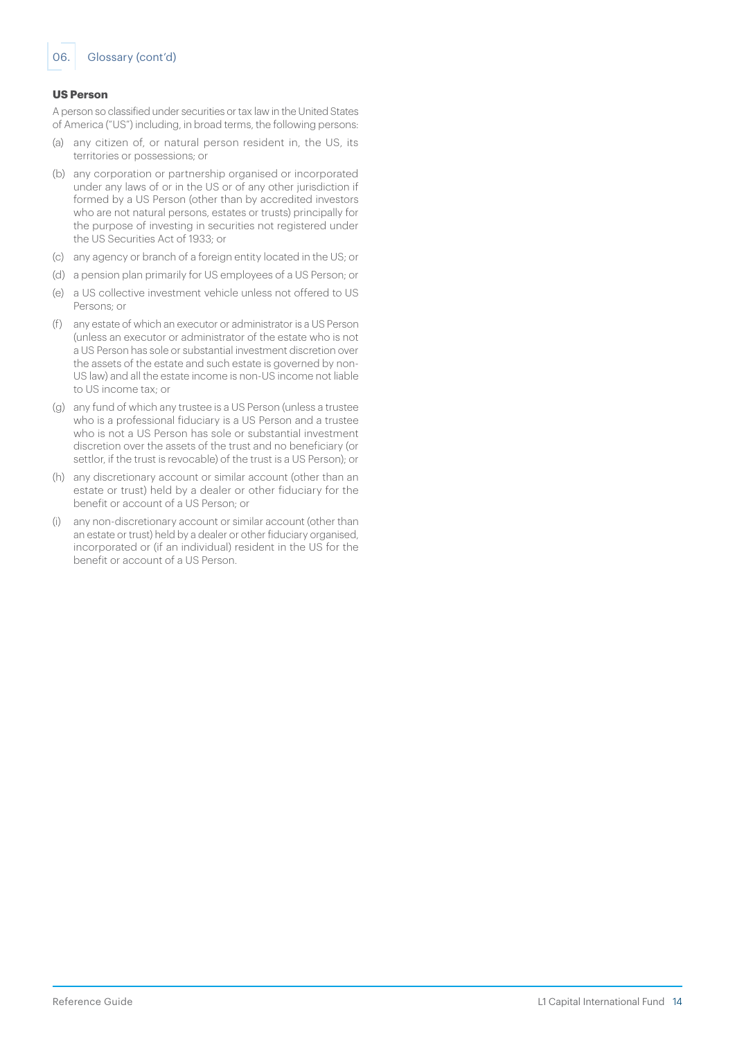## 06. Glossary (cont'd)

**US Person**

A person so classified under securities or tax law in the United States of America ("US") including, in broad terms, the following persons:

(a) any citizen of, or natural person resident in, the US, its territories or possessions; or

(b) any corporation or partnership organised or incorporated under any laws of or in the US or of any other jurisdiction if formed by a US Person (other than by accredited investors who are not natural persons, estates or trusts) principally for the purpose of investing in securities not registered under the US Securities Act of 1933; or

(c) any agency or branch of a foreign entity located in the US; or

(d) a pension plan primarily for US employees of a US Person; or

(e) a US collective investment vehicle unless not offered to US Persons; or

(f) any estate of which an executor or administrator is a US Person (unless an executor or administrator of the estate who is not a US Person has sole or substantial investment discretion over the assets of the estate and such estate is governed by non-US law) and all the estate income is non-US income not liable to US income tax; or

(g) any fund of which any trustee is a US Person (unless a trustee who is a professional fiduciary is a US Person and a trustee who is not a US Person has sole or substantial investment discretion over the assets of the trust and no beneficiary (or settlor, if the trust is revocable) of the trust is a US Person); or

(h) any discretionary account or similar account (other than an estate or trust) held by a dealer or other fiduciary for the benefit or account of a US Person; or

(i) any non-discretionary account or similar account (other than an estate or trust) held by a dealer or other fiduciary organised, incorporated or (if an individual) resident in the US for the benefit or account of a US Person.